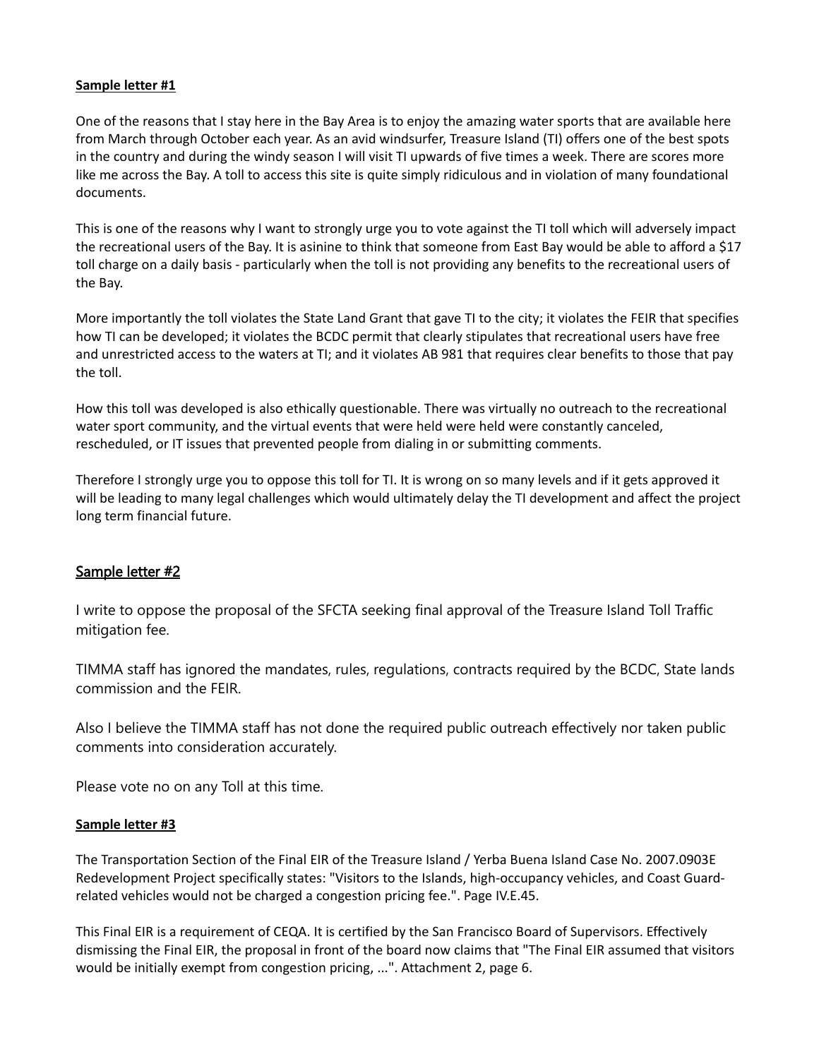**Sample letter #1**

One of the reasons that I stay here in the Bay Area is to enjoy the amazing water sports that are available here from March through October each year. As an avid windsurfer, Treasure Island (TI) offers one of the best spots in the country and during the windy season I will visit TI upwards of five times a week. There are scores more like me across the Bay. A toll to access this site is quite simply ridiculous and in violation of many foundational documents.

This is one of the reasons why I want to strongly urge you to vote against the TI toll which will adversely impact the recreational users of the Bay. It is asinine to think that someone from East Bay would be able to afford a $17 toll charge on a daily basis - particularly when the toll is not providing any benefits to the recreational users of the Bay.

More importantly the toll violates the State Land Grant that gave TI to the city; it violates the FEIR that specifies how TI can be developed; it violates the BCDC permit that clearly stipulates that recreational users have free and unrestricted access to the waters at TI; and it violates AB 981 that requires clear benefits to those that pay the toll.

How this toll was developed is also ethically questionable. There was virtually no outreach to the recreational water sport community, and the virtual events that were held were held were constantly canceled, rescheduled, or IT issues that prevented people from dialing in or submitting comments.

Therefore I strongly urge you to oppose this toll for TI. It is wrong on so many levels and if it gets approved it will be leading to many legal challenges which would ultimately delay the TI development and affect the project long term financial future.

## Sample letter #2

I write to oppose the proposal of the SFCTA seeking final approval of the Treasure Island Toll Traffic mitigation fee.

TIMMA staff has ignored the mandates, rules, regulations, contracts required by the BCDC, State lands commission and the FEIR.

Also I believe the TIMMA staff has not done the required public outreach effectively nor taken public comments into consideration accurately.

Please vote no on any Toll at this time.

**Sample letter #3**

The Transportation Section of the Final EIR of the Treasure Island / Yerba Buena Island Case No. 2007.0903E Redevelopment Project specifically states: "Visitors to the Islands, high-occupancy vehicles, and Coast Guard-related vehicles would not be charged a congestion pricing fee.". Page IV.E.45.

This Final EIR is a requirement of CEQA. It is certified by the San Francisco Board of Supervisors. Effectively dismissing the Final EIR, the proposal in front of the board now claims that "The Final EIR assumed that visitors would be initially exempt from congestion pricing, ...". Attachment 2, page 6.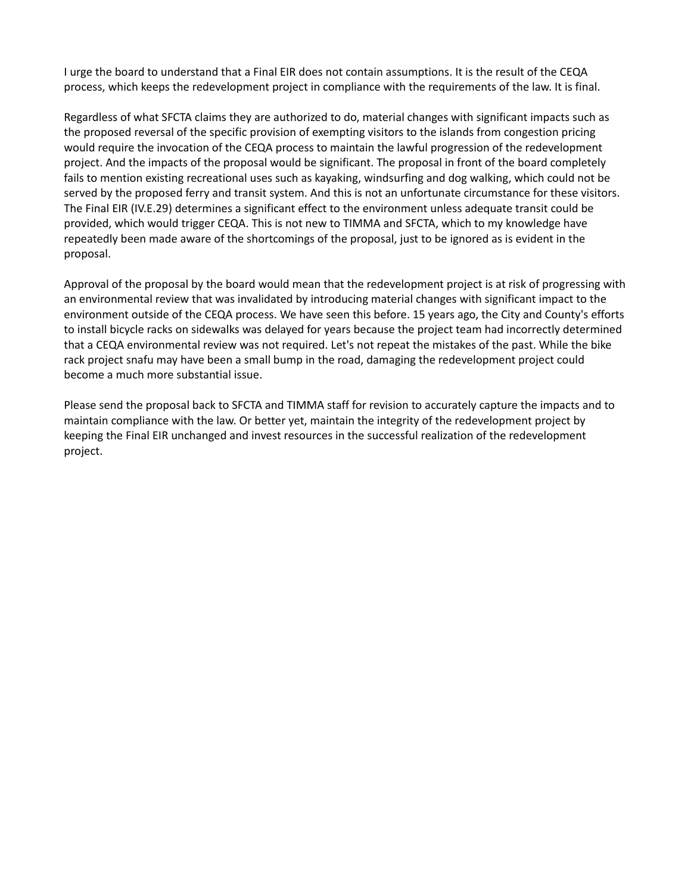I urge the board to understand that a Final EIR does not contain assumptions. It is the result of the CEQA process, which keeps the redevelopment project in compliance with the requirements of the law. It is final.

Regardless of what SFCTA claims they are authorized to do, material changes with significant impacts such as the proposed reversal of the specific provision of exempting visitors to the islands from congestion pricing would require the invocation of the CEQA process to maintain the lawful progression of the redevelopment project. And the impacts of the proposal would be significant. The proposal in front of the board completely fails to mention existing recreational uses such as kayaking, windsurfing and dog walking, which could not be served by the proposed ferry and transit system. And this is not an unfortunate circumstance for these visitors. The Final EIR (IV.E.29) determines a significant effect to the environment unless adequate transit could be provided, which would trigger CEQA. This is not new to TIMMA and SFCTA, which to my knowledge have repeatedly been made aware of the shortcomings of the proposal, just to be ignored as is evident in the proposal.

Approval of the proposal by the board would mean that the redevelopment project is at risk of progressing with an environmental review that was invalidated by introducing material changes with significant impact to the environment outside of the CEQA process. We have seen this before. 15 years ago, the City and County's efforts to install bicycle racks on sidewalks was delayed for years because the project team had incorrectly determined that a CEQA environmental review was not required. Let's not repeat the mistakes of the past. While the bike rack project snafu may have been a small bump in the road, damaging the redevelopment project could become a much more substantial issue.

Please send the proposal back to SFCTA and TIMMA staff for revision to accurately capture the impacts and to maintain compliance with the law. Or better yet, maintain the integrity of the redevelopment project by keeping the Final EIR unchanged and invest resources in the successful realization of the redevelopment project.